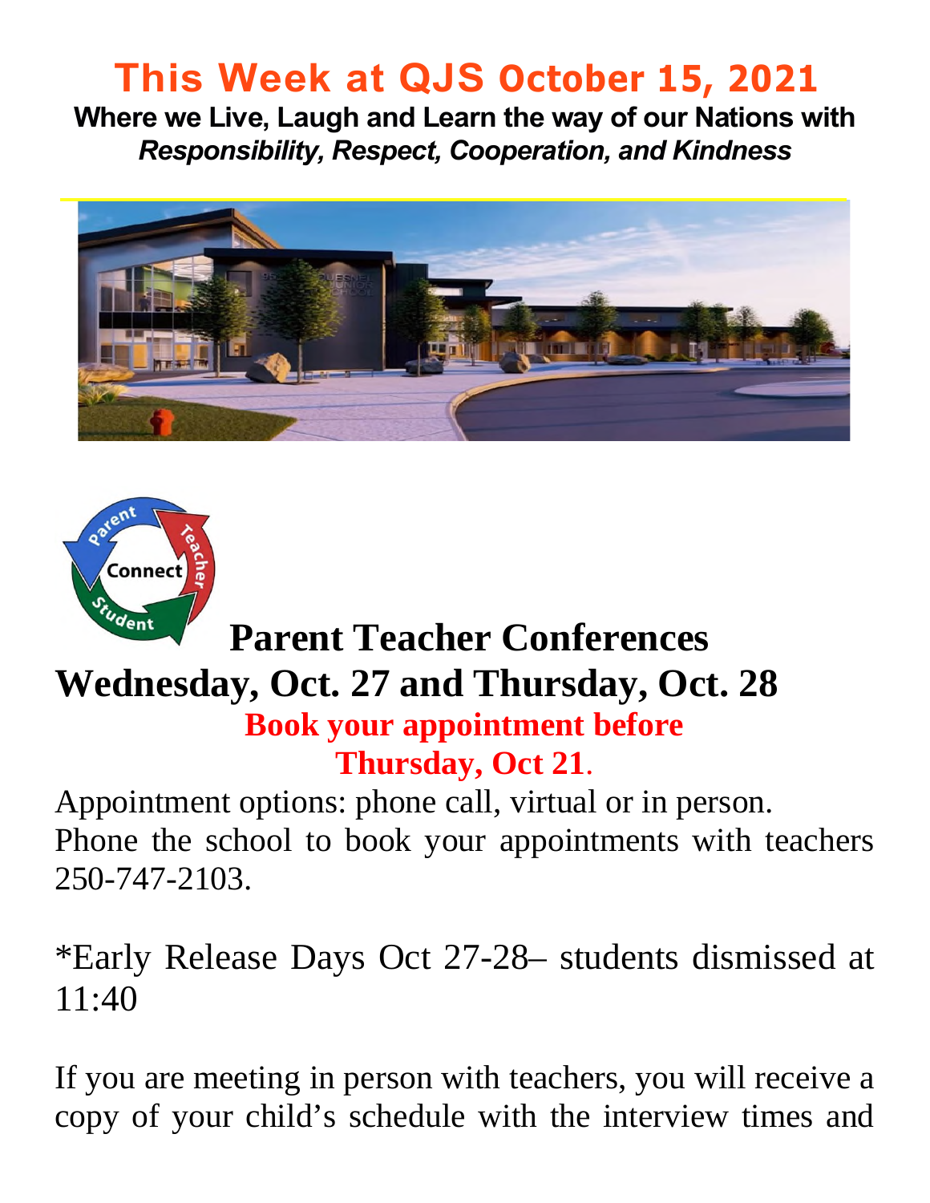# This Week at QJS October 15, 2021

**Where we Live, Laugh and Learn the way of our Nations with**
***Responsibility, Respect, Cooperation, and Kindness***

## Parent Teacher Conferences
## Wednesday, Oct. 27 and Thursday, Oct. 28

**Book your appointment before Thursday, Oct 21.**

Appointment options: phone call, virtual or in person. Phone the school to book your appointments with teachers 250-747-2103.

*Early Release Days Oct 27-28– students dismissed at 11:40

If you are meeting in person with teachers, you will receive a copy of your child's schedule with the interview times and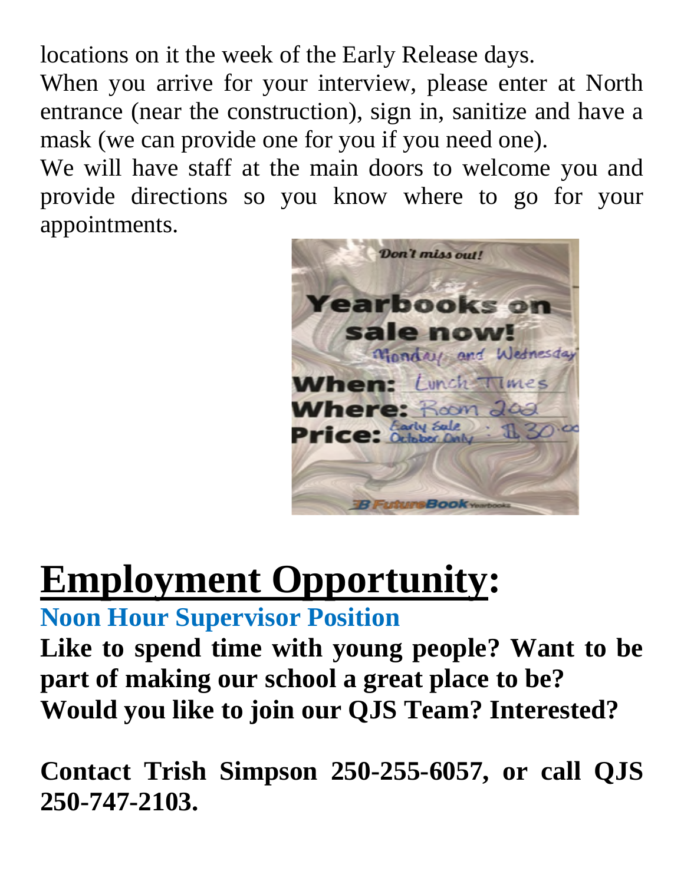locations on it the week of the Early Release days.

When you arrive for your interview, please enter at North entrance (near the construction), sign in, sanitize and have a mask (we can provide one for you if you need one).

We will have staff at the main doors to welcome you and provide directions so you know where to go for your appointments.

Don't miss out!

**Yearbooks on sale now!**

**When:** Monday and Wednesday Lunch Times
**Where:** Room 202
**Price:** Early Sale October Only : $30.00

FutureBook Yearbooks

# Employment Opportunity:

## Noon Hour Supervisor Position

**Like to spend time with young people? Want to be part of making our school a great place to be? Would you like to join our QJS Team? Interested?**

**Contact Trish Simpson 250-255-6057, or call QJS 250-747-2103.**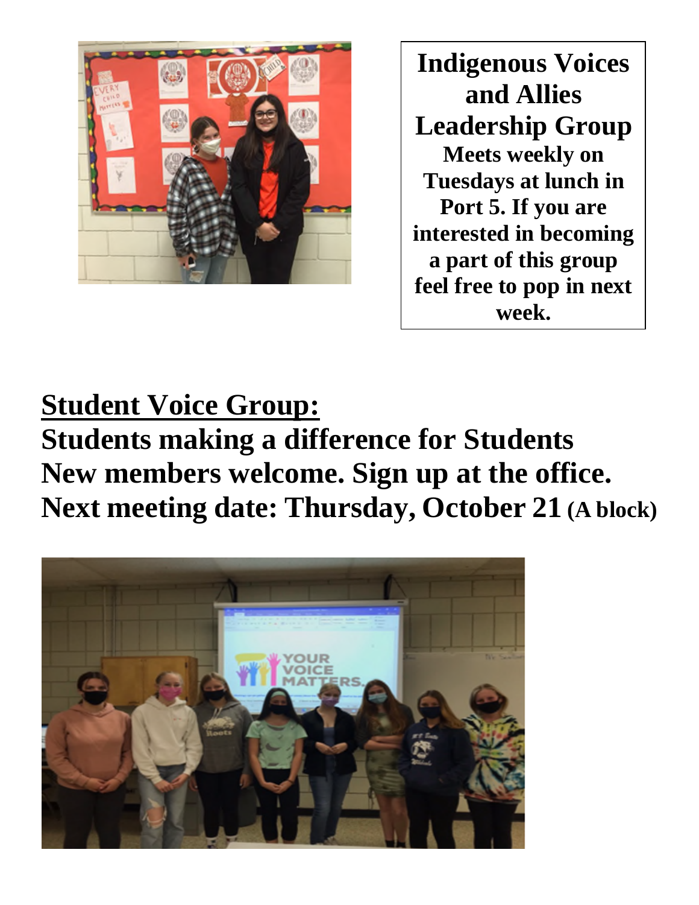## Indigenous Voices and Allies Leadership Group

**Meets weekly on Tuesdays at lunch in Port 5. If you are interested in becoming a part of this group feel free to pop in next week.**

## Student Voice Group:

**Students making a difference for Students**
**New members welcome. Sign up at the office.**
**Next meeting date: Thursday, October 21 (A block)**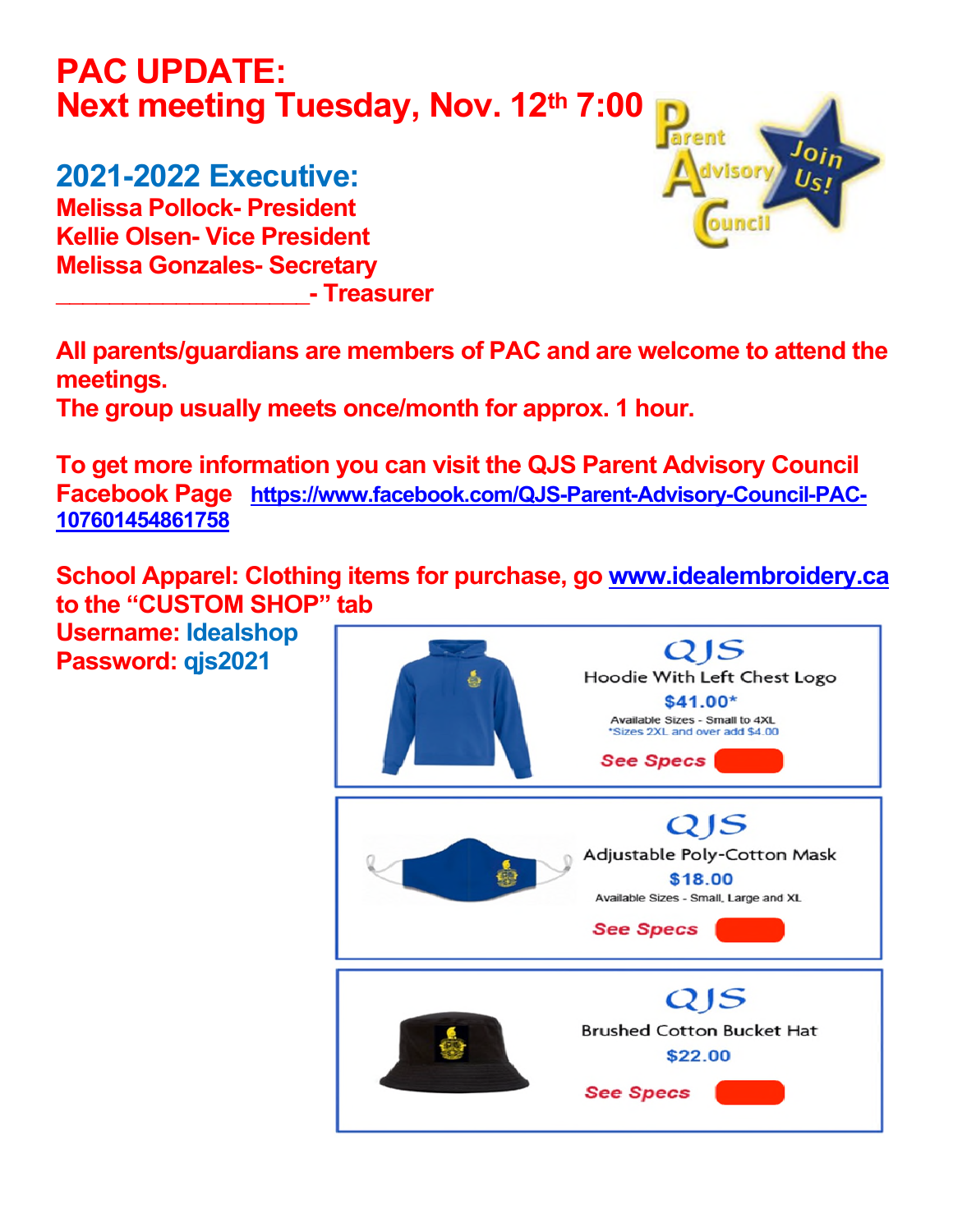# PAC UPDATE:
# Next meeting Tuesday, Nov. 12th 7:00

Parent Advisory Council — Join Us!

## 2021-2022 Executive:

**Melissa Pollock- President**
**Kellie Olsen- Vice President**
**Melissa Gonzales- Secretary**
**\_\_\_\_\_\_\_\_\_\_\_\_\_\_\_\_\_\_\_\_- Treasurer**

**All parents/guardians are members of PAC and are welcome to attend the meetings.**
**The group usually meets once/month for approx. 1 hour.**

**To get more information you can visit the QJS Parent Advisory Council Facebook Page** https://www.facebook.com/QJS-Parent-Advisory-Council-PAC-107601454861758

**School Apparel: Clothing items for purchase, go www.idealembroidery.ca to the "CUSTOM SHOP" tab**

**Username: Idealshop**
**Password: qjs2021**

QJS
Hoodie With Left Chest Logo
$41.00*
Available Sizes - Small to 4XL
*Sizes 2XL and over add $4.00
See Specs

QJS
Adjustable Poly-Cotton Mask
$18.00
Available Sizes - Small, Large and XL
See Specs

QJS
Brushed Cotton Bucket Hat
$22.00
See Specs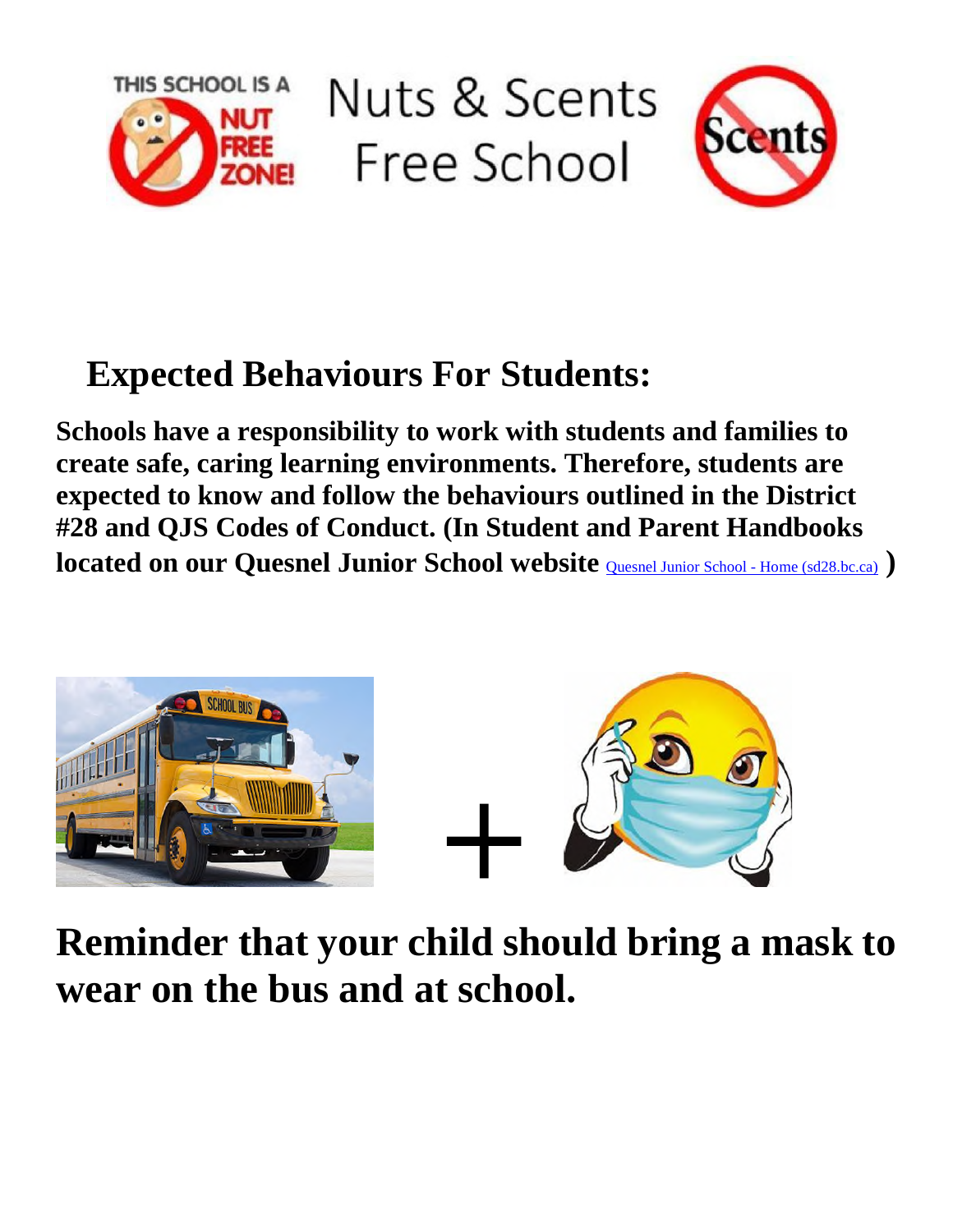# Nuts & Scents Free School

## Expected Behaviours For Students:

**Schools have a responsibility to work with students and families to create safe, caring learning environments. Therefore, students are expected to know and follow the behaviours outlined in the District #28 and QJS Codes of Conduct. (In Student and Parent Handbooks located on our Quesnel Junior School website** [Quesnel Junior School - Home (sd28.bc.ca)](https://www.sd28.bc.ca) **)**

# Reminder that your child should bring a mask to wear on the bus and at school.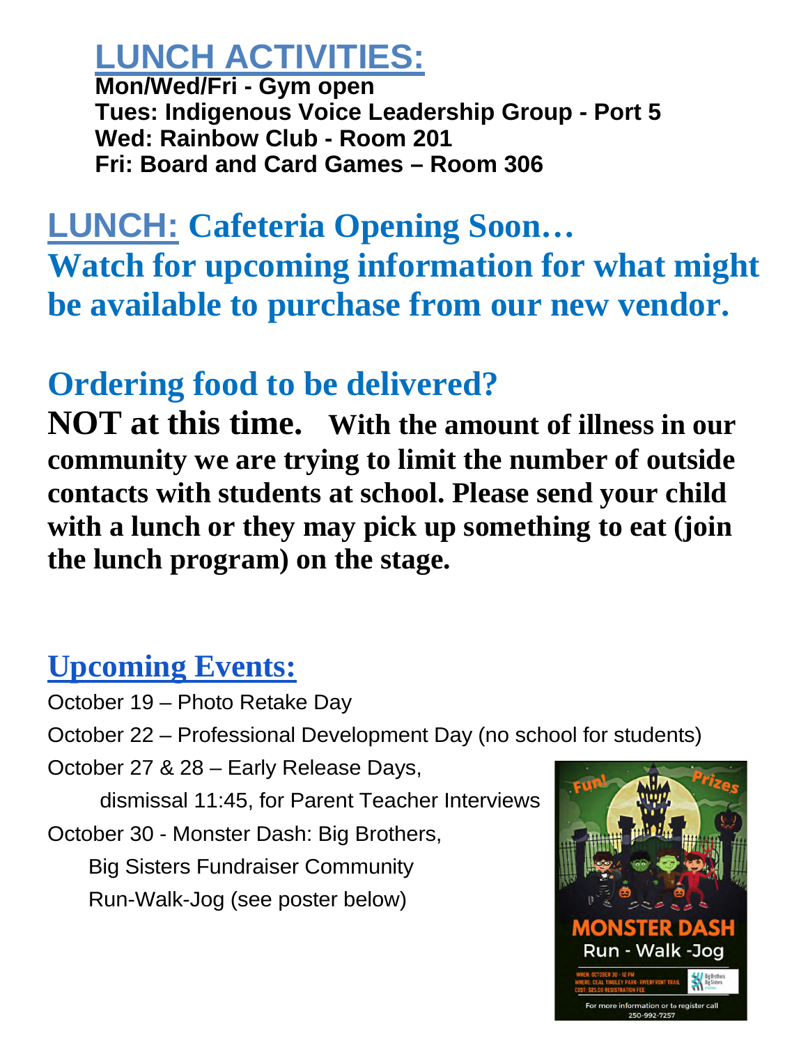## LUNCH ACTIVITIES:

**Mon/Wed/Fri - Gym open**
**Tues: Indigenous Voice Leadership Group - Port 5**
**Wed: Rainbow Club - Room 201**
**Fri: Board and Card Games – Room 306**

## LUNCH: Cafeteria Opening Soon…

**Watch for upcoming information for what might be available to purchase from our new vendor.**

## Ordering food to be delivered?

**NOT at this time.** **With the amount of illness in our community we are trying to limit the number of outside contacts with students at school. Please send your child with a lunch or they may pick up something to eat (join the lunch program) on the stage.**

## Upcoming Events:

October 19 – Photo Retake Day

October 22 – Professional Development Day (no school for students)

October 27 & 28 – Early Release Days, dismissal 11:45, for Parent Teacher Interviews

October 30 - Monster Dash: Big Brothers, Big Sisters Fundraiser Community Run-Walk-Jog (see poster below)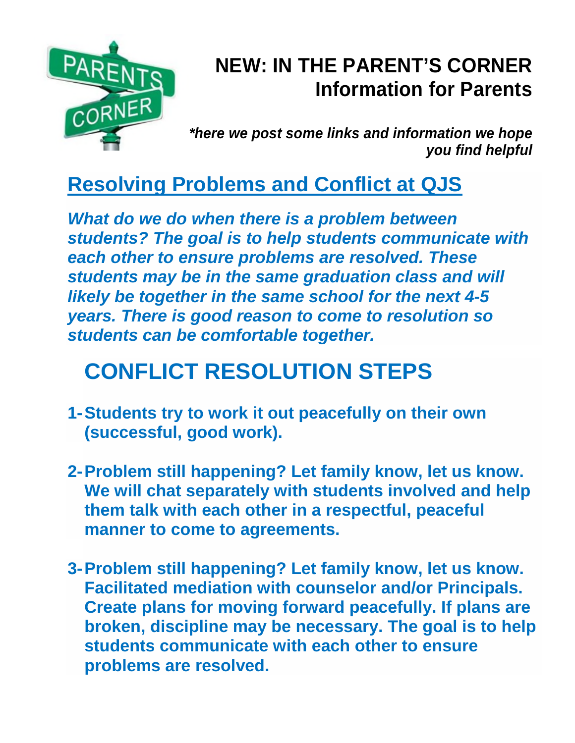# NEW: IN THE PARENT'S CORNER
## Information for Parents

***here we post some links and information we hope you find helpful**

## Resolving Problems and Conflict at QJS

***What do we do when there is a problem between students? The goal is to help students communicate with each other to ensure problems are resolved. These students may be in the same graduation class and will likely be together in the same school for the next 4-5 years. There is good reason to come to resolution so students can be comfortable together.***

# CONFLICT RESOLUTION STEPS

1- **Students try to work it out peacefully on their own (successful, good work).**

2- **Problem still happening? Let family know, let us know. We will chat separately with students involved and help them talk with each other in a respectful, peaceful manner to come to agreements.**

3- **Problem still happening? Let family know, let us know. Facilitated mediation with counselor and/or Principals. Create plans for moving forward peacefully. If plans are broken, discipline may be necessary. The goal is to help students communicate with each other to ensure problems are resolved.**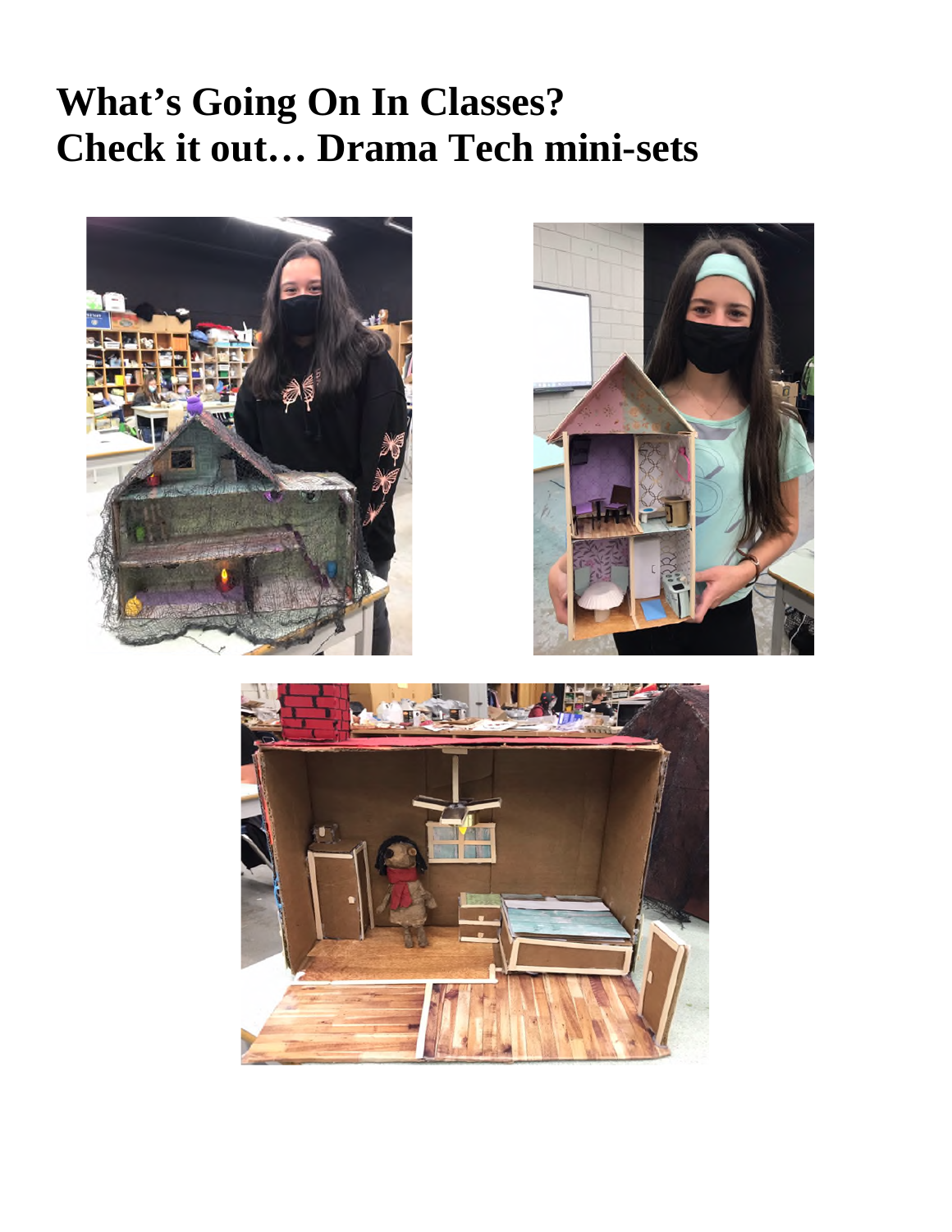# What's Going On In Classes?
# Check it out… Drama Tech mini-sets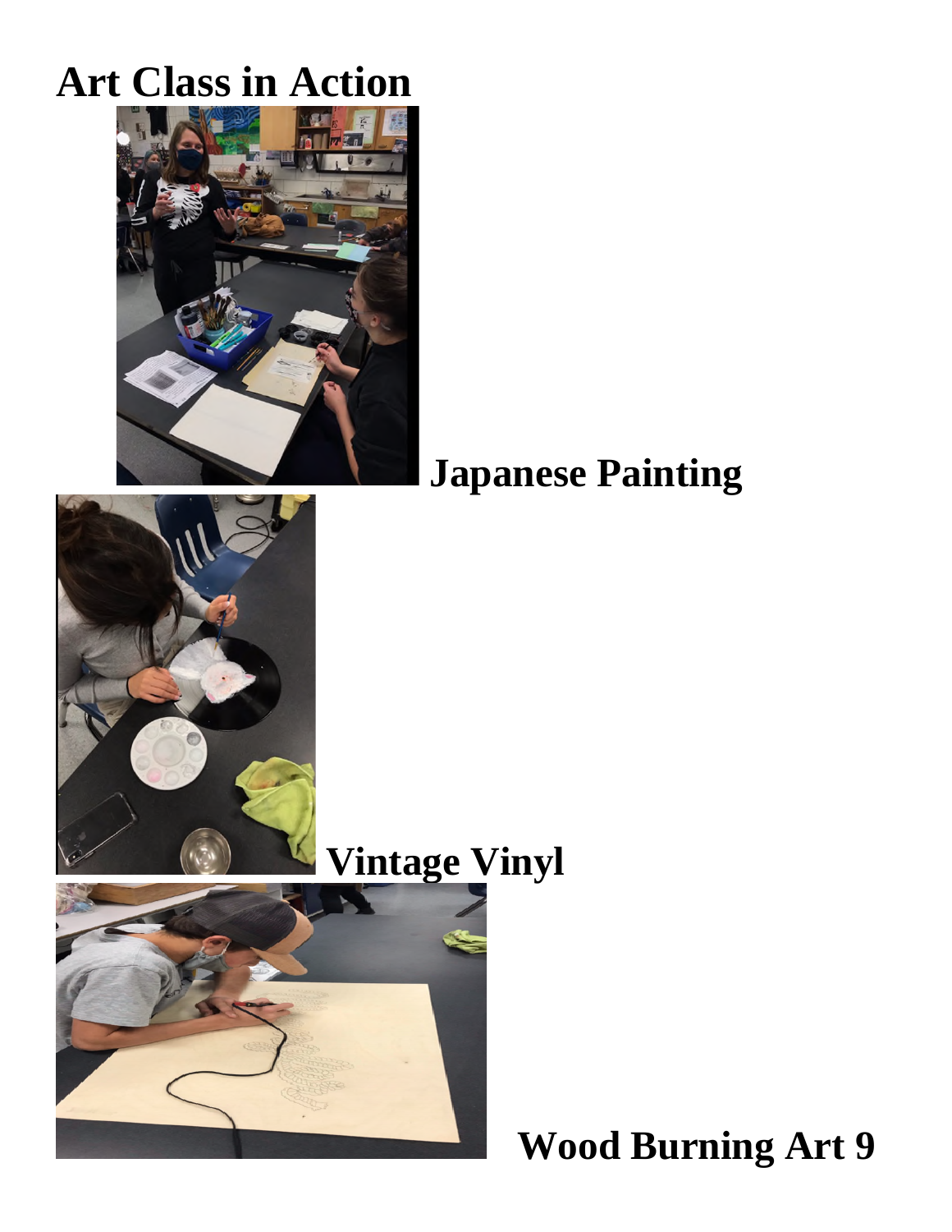# Art Class in Action

**Japanese Painting**

**Vintage Vinyl**

**Wood Burning Art 9**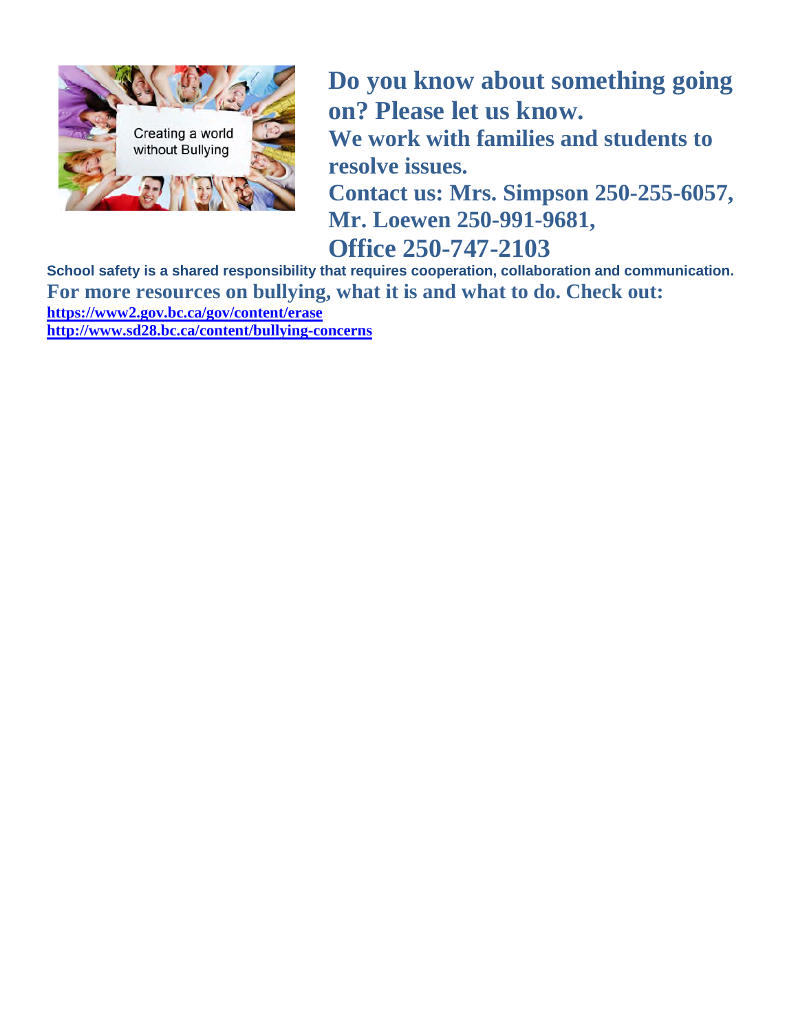**Do you know about something going on? Please let us know.**

**We work with families and students to resolve issues.**

**Contact us: Mrs. Simpson 250-255-6057, Mr. Loewen 250-991-9681, Office 250-747-2103**

**School safety is a shared responsibility that requires cooperation, collaboration and communication.**

**For more resources on bullying, what it is and what to do. Check out:**

**https://www2.gov.bc.ca/gov/content/erase**

**http://www.sd28.bc.ca/content/bullying-concerns**